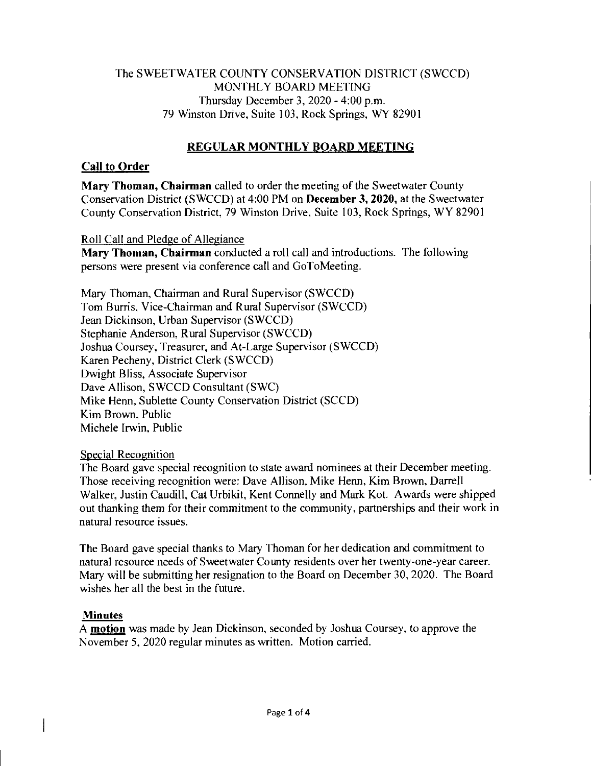The SWEETWATER COUNTY CONSERVATION DISTRICT (SWCCD)
MONTHLY BOARD MEETING
Thursday December 3, 2020 - 4:00 p.m.
79 Winston Drive, Suite 103, Rock Springs, WY 82901

## REGULAR MONTHLY BOARD MEETING

### Call to Order

**Mary Thoman, Chairman** called to order the meeting of the Sweetwater County Conservation District (SWCCD) at 4:00 PM on **December 3, 2020,** at the Sweetwater County Conservation District, 79 Winston Drive, Suite 103, Rock Springs, WY 82901

Roll Call and Pledge of Allegiance

**Mary Thoman, Chairman** conducted a roll call and introductions. The following persons were present via conference call and GoToMeeting.

Mary Thoman, Chairman and Rural Supervisor (SWCCD)
Tom Burris, Vice-Chairman and Rural Supervisor (SWCCD)
Jean Dickinson, Urban Supervisor (SWCCD)
Stephanie Anderson, Rural Supervisor (SWCCD)
Joshua Coursey, Treasurer, and At-Large Supervisor (SWCCD)
Karen Pecheny, District Clerk (SWCCD)
Dwight Bliss, Associate Supervisor
Dave Allison, SWCCD Consultant (SWC)
Mike Henn, Sublette County Conservation District (SCCD)
Kim Brown, Public
Michele Irwin, Public

Special Recognition

The Board gave special recognition to state award nominees at their December meeting. Those receiving recognition were: Dave Allison, Mike Henn, Kim Brown, Darrell Walker, Justin Caudill, Cat Urbikit, Kent Connelly and Mark Kot. Awards were shipped out thanking them for their commitment to the community, partnerships and their work in natural resource issues.

The Board gave special thanks to Mary Thoman for her dedication and commitment to natural resource needs of Sweetwater County residents over her twenty-one-year career. Mary will be submitting her resignation to the Board on December 30, 2020. The Board wishes her all the best in the future.

### Minutes

A **motion** was made by Jean Dickinson, seconded by Joshua Coursey, to approve the November 5, 2020 regular minutes as written. Motion carried.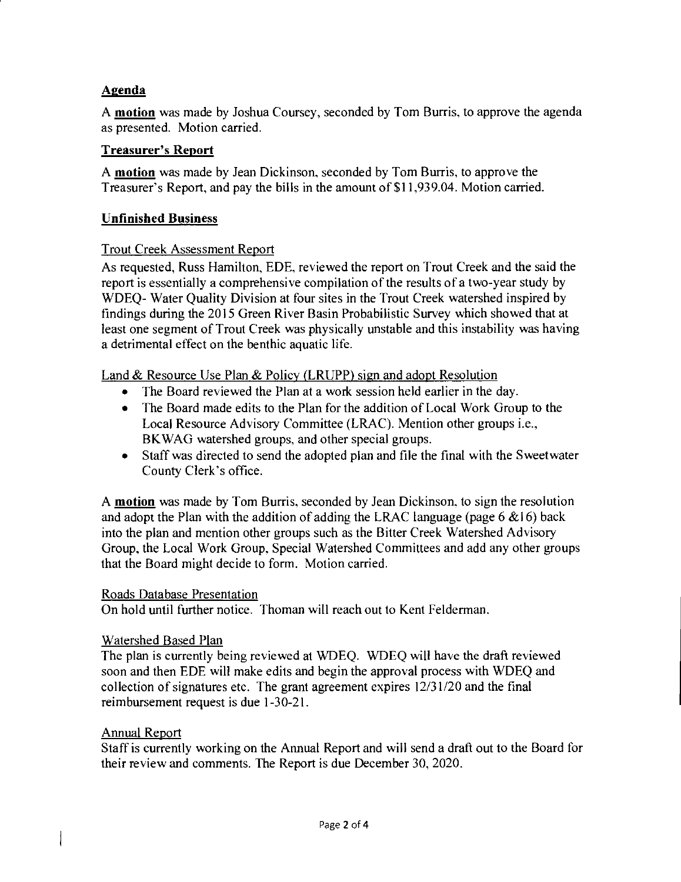## Agenda

A **motion** was made by Joshua Coursey, seconded by Tom Burris, to approve the agenda as presented. Motion carried.

## Treasurer's Report

A **motion** was made by Jean Dickinson, seconded by Tom Burris, to approve the Treasurer's Report, and pay the bills in the amount of $11,939.04. Motion carried.

## Unfinished Business

### Trout Creek Assessment Report

As requested, Russ Hamilton, EDE, reviewed the report on Trout Creek and the said the report is essentially a comprehensive compilation of the results of a two-year study by WDEQ- Water Quality Division at four sites in the Trout Creek watershed inspired by findings during the 2015 Green River Basin Probabilistic Survey which showed that at least one segment of Trout Creek was physically unstable and this instability was having a detrimental effect on the benthic aquatic life.

### Land & Resource Use Plan & Policy (LRUPP) sign and adopt Resolution

- The Board reviewed the Plan at a work session held earlier in the day.
- The Board made edits to the Plan for the addition of Local Work Group to the Local Resource Advisory Committee (LRAC). Mention other groups i.e., BKWAG watershed groups, and other special groups.
- Staff was directed to send the adopted plan and file the final with the Sweetwater County Clerk's office.

A **motion** was made by Tom Burris, seconded by Jean Dickinson, to sign the resolution and adopt the Plan with the addition of adding the LRAC language (page 6 &16) back into the plan and mention other groups such as the Bitter Creek Watershed Advisory Group, the Local Work Group, Special Watershed Committees and add any other groups that the Board might decide to form. Motion carried.

### Roads Database Presentation

On hold until further notice. Thoman will reach out to Kent Felderman.

### Watershed Based Plan

The plan is currently being reviewed at WDEQ. WDEQ will have the draft reviewed soon and then EDE will make edits and begin the approval process with WDEQ and collection of signatures etc. The grant agreement expires 12/31/20 and the final reimbursement request is due 1-30-21.

### Annual Report

Staff is currently working on the Annual Report and will send a draft out to the Board for their review and comments. The Report is due December 30, 2020.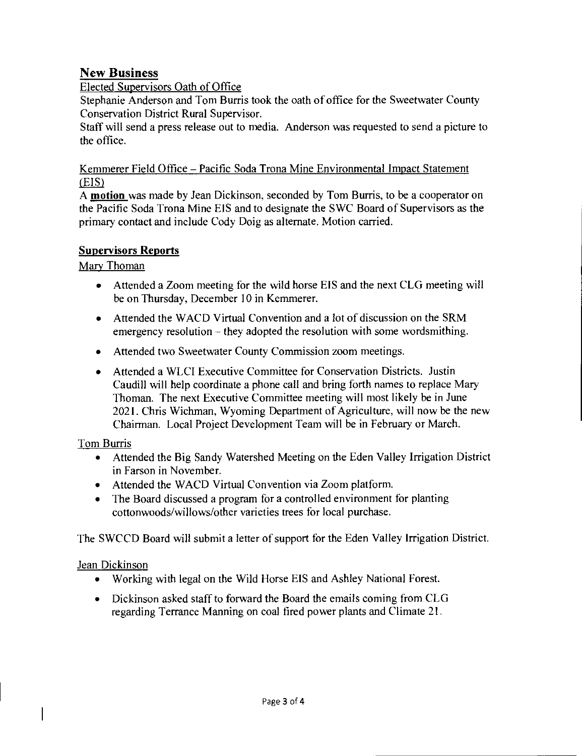## New Business

Elected Supervisors Oath of Office

Stephanie Anderson and Tom Burris took the oath of office for the Sweetwater County Conservation District Rural Supervisor.

Staff will send a press release out to media. Anderson was requested to send a picture to the office.

Kemmerer Field Office – Pacific Soda Trona Mine Environmental Impact Statement (EIS)

A **motion** was made by Jean Dickinson, seconded by Tom Burris, to be a cooperator on the Pacific Soda Trona Mine EIS and to designate the SWC Board of Supervisors as the primary contact and include Cody Doig as alternate. Motion carried.

## Supervisors Reports

Mary Thoman

- Attended a Zoom meeting for the wild horse EIS and the next CLG meeting will be on Thursday, December 10 in Kemmerer.
- Attended the WACD Virtual Convention and a lot of discussion on the SRM emergency resolution – they adopted the resolution with some wordsmithing.
- Attended two Sweetwater County Commission zoom meetings.
- Attended a WLCI Executive Committee for Conservation Districts. Justin Caudill will help coordinate a phone call and bring forth names to replace Mary Thoman. The next Executive Committee meeting will most likely be in June 2021. Chris Wichman, Wyoming Department of Agriculture, will now be the new Chairman. Local Project Development Team will be in February or March.

Tom Burris

- Attended the Big Sandy Watershed Meeting on the Eden Valley Irrigation District in Farson in November.
- Attended the WACD Virtual Convention via Zoom platform.
- The Board discussed a program for a controlled environment for planting cottonwoods/willows/other varieties trees for local purchase.

The SWCCD Board will submit a letter of support for the Eden Valley Irrigation District.

Jean Dickinson

- Working with legal on the Wild Horse EIS and Ashley National Forest.
- Dickinson asked staff to forward the Board the emails coming from CLG regarding Terrance Manning on coal fired power plants and Climate 21.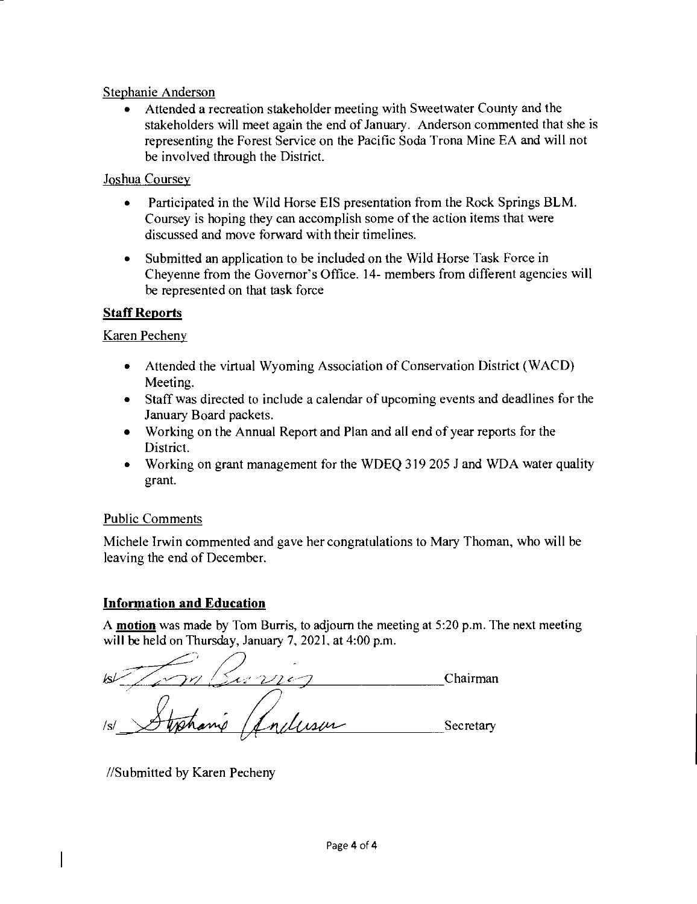Stephanie Anderson

- Attended a recreation stakeholder meeting with Sweetwater County and the stakeholders will meet again the end of January. Anderson commented that she is representing the Forest Service on the Pacific Soda Trona Mine EA and will not be involved through the District.

Joshua Coursey

- Participated in the Wild Horse EIS presentation from the Rock Springs BLM. Coursey is hoping they can accomplish some of the action items that were discussed and move forward with their timelines.
- Submitted an application to be included on the Wild Horse Task Force in Cheyenne from the Governor's Office. 14- members from different agencies will be represented on that task force

**Staff Reports**

Karen Pecheny

- Attended the virtual Wyoming Association of Conservation District (WACD) Meeting.
- Staff was directed to include a calendar of upcoming events and deadlines for the January Board packets.
- Working on the Annual Report and Plan and all end of year reports for the District.
- Working on grant management for the WDEQ 319 205 J and WDA water quality grant.

Public Comments

Michele Irwin commented and gave her congratulations to Mary Thoman, who will be leaving the end of December.

**Information and Education**

A **motion** was made by Tom Burris, to adjourn the meeting at 5:20 p.m. The next meeting will be held on Thursday, January 7, 2021, at 4:00 p.m.

/s/ Tom Burris Chairman

/s/ Stephanie Anderson Secretary

//Submitted by Karen Pecheny